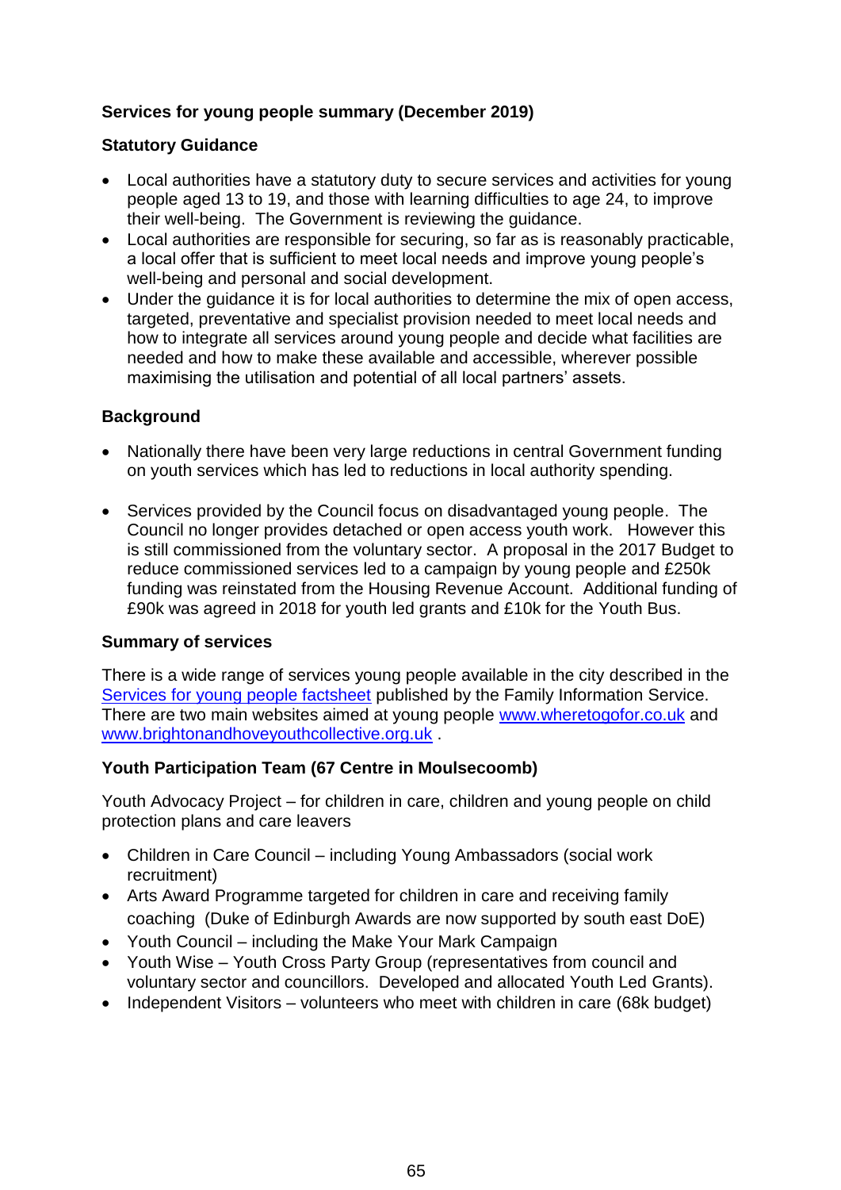## Services for young people summary (December 2019)

### Statutory Guidance

- Local authorities have a statutory duty to secure services and activities for young people aged 13 to 19, and those with learning difficulties to age 24, to improve their well-being. The Government is reviewing the guidance.
- Local authorities are responsible for securing, so far as is reasonably practicable, a local offer that is sufficient to meet local needs and improve young people's well-being and personal and social development.
- Under the guidance it is for local authorities to determine the mix of open access, targeted, preventative and specialist provision needed to meet local needs and how to integrate all services around young people and decide what facilities are needed and how to make these available and accessible, wherever possible maximising the utilisation and potential of all local partners' assets.

### Background

- Nationally there have been very large reductions in central Government funding on youth services which has led to reductions in local authority spending.
- Services provided by the Council focus on disadvantaged young people. The Council no longer provides detached or open access youth work. However this is still commissioned from the voluntary sector. A proposal in the 2017 Budget to reduce commissioned services led to a campaign by young people and £250k funding was reinstated from the Housing Revenue Account. Additional funding of £90k was agreed in 2018 for youth led grants and £10k for the Youth Bus.

### Summary of services

There is a wide range of services young people available in the city described in the [Services for young people factsheet](Services for young people factsheet) published by the Family Information Service. There are two main websites aimed at young people [www.wheretogofor.co.uk](www.wheretogofor.co.uk) and [www.brightonandhoveyouthcollective.org.uk](www.brightonandhoveyouthcollective.org.uk) .

### Youth Participation Team (67 Centre in Moulsecoomb)

Youth Advocacy Project – for children in care, children and young people on child protection plans and care leavers

- Children in Care Council – including Young Ambassadors (social work recruitment)
- Arts Award Programme targeted for children in care and receiving family coaching (Duke of Edinburgh Awards are now supported by south east DoE)
- Youth Council – including the Make Your Mark Campaign
- Youth Wise – Youth Cross Party Group (representatives from council and voluntary sector and councillors. Developed and allocated Youth Led Grants).
- Independent Visitors – volunteers who meet with children in care (68k budget)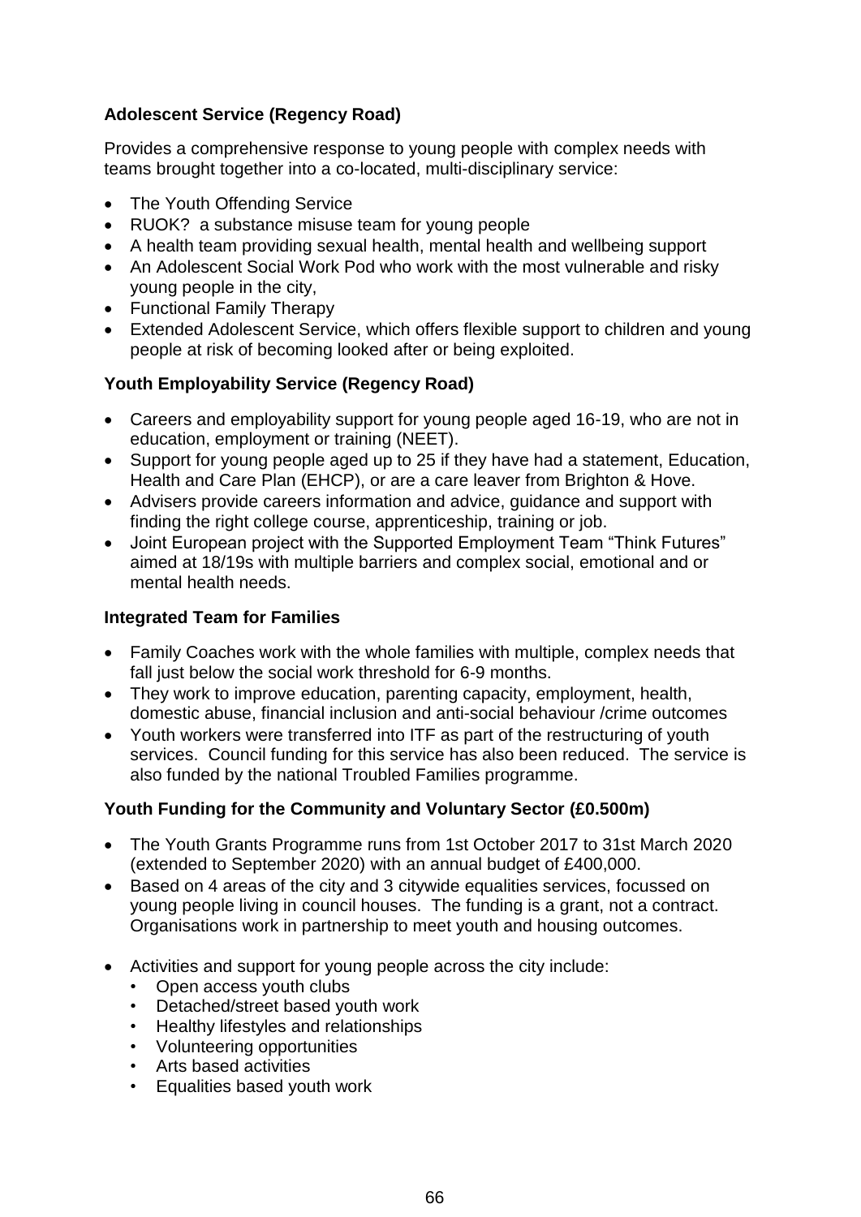**Adolescent Service (Regency Road)**

Provides a comprehensive response to young people with complex needs with teams brought together into a co-located, multi-disciplinary service:

- The Youth Offending Service
- RUOK? a substance misuse team for young people
- A health team providing sexual health, mental health and wellbeing support
- An Adolescent Social Work Pod who work with the most vulnerable and risky young people in the city,
- Functional Family Therapy
- Extended Adolescent Service, which offers flexible support to children and young people at risk of becoming looked after or being exploited.

**Youth Employability Service (Regency Road)**

- Careers and employability support for young people aged 16-19, who are not in education, employment or training (NEET).
- Support for young people aged up to 25 if they have had a statement, Education, Health and Care Plan (EHCP), or are a care leaver from Brighton & Hove.
- Advisers provide careers information and advice, guidance and support with finding the right college course, apprenticeship, training or job.
- Joint European project with the Supported Employment Team "Think Futures" aimed at 18/19s with multiple barriers and complex social, emotional and or mental health needs.

**Integrated Team for Families**

- Family Coaches work with the whole families with multiple, complex needs that fall just below the social work threshold for 6-9 months.
- They work to improve education, parenting capacity, employment, health, domestic abuse, financial inclusion and anti-social behaviour /crime outcomes
- Youth workers were transferred into ITF as part of the restructuring of youth services. Council funding for this service has also been reduced. The service is also funded by the national Troubled Families programme.

**Youth Funding for the Community and Voluntary Sector (£0.500m)**

- The Youth Grants Programme runs from 1st October 2017 to 31st March 2020 (extended to September 2020) with an annual budget of £400,000.
- Based on 4 areas of the city and 3 citywide equalities services, focussed on young people living in council houses. The funding is a grant, not a contract. Organisations work in partnership to meet youth and housing outcomes.

- Activities and support for young people across the city include:
  - Open access youth clubs
  - Detached/street based youth work
  - Healthy lifestyles and relationships
  - Volunteering opportunities
  - Arts based activities
  - Equalities based youth work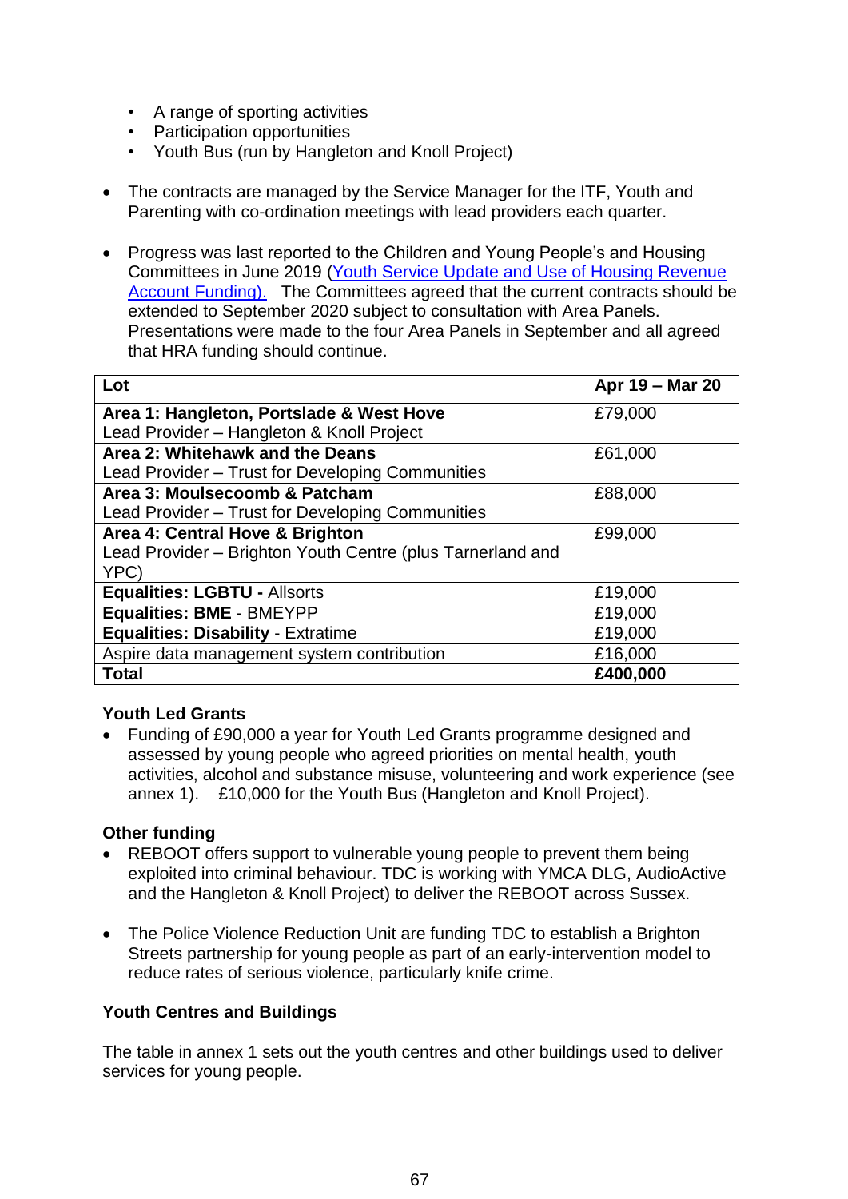- A range of sporting activities
  - Participation opportunities
  - Youth Bus (run by Hangleton and Knoll Project)

- The contracts are managed by the Service Manager for the ITF, Youth and Parenting with co-ordination meetings with lead providers each quarter.

- Progress was last reported to the Children and Young People's and Housing Committees in June 2019 ([Youth Service Update and Use of Housing Revenue Account Funding).]() The Committees agreed that the current contracts should be extended to September 2020 subject to consultation with Area Panels. Presentations were made to the four Area Panels in September and all agreed that HRA funding should continue.

| Lot | Apr 19 – Mar 20 |
|---|---|
| **Area 1: Hangleton, Portslade & West Hove**<br>Lead Provider – Hangleton & Knoll Project | £79,000 |
| **Area 2: Whitehawk and the Deans**<br>Lead Provider – Trust for Developing Communities | £61,000 |
| **Area 3: Moulsecoomb & Patcham**<br>Lead Provider – Trust for Developing Communities | £88,000 |
| **Area 4: Central Hove & Brighton**<br>Lead Provider – Brighton Youth Centre (plus Tarnerland and YPC) | £99,000 |
| **Equalities: LGBTU -** Allsorts | £19,000 |
| **Equalities: BME** - BMEYPP | £19,000 |
| **Equalities: Disability** - Extratime | £19,000 |
| Aspire data management system contribution | £16,000 |
| **Total** | **£400,000** |

**Youth Led Grants**

- Funding of £90,000 a year for Youth Led Grants programme designed and assessed by young people who agreed priorities on mental health, youth activities, alcohol and substance misuse, volunteering and work experience (see annex 1). £10,000 for the Youth Bus (Hangleton and Knoll Project).

**Other funding**

- REBOOT offers support to vulnerable young people to prevent them being exploited into criminal behaviour. TDC is working with YMCA DLG, AudioActive and the Hangleton & Knoll Project) to deliver the REBOOT across Sussex.

- The Police Violence Reduction Unit are funding TDC to establish a Brighton Streets partnership for young people as part of an early-intervention model to reduce rates of serious violence, particularly knife crime.

**Youth Centres and Buildings**

The table in annex 1 sets out the youth centres and other buildings used to deliver services for young people.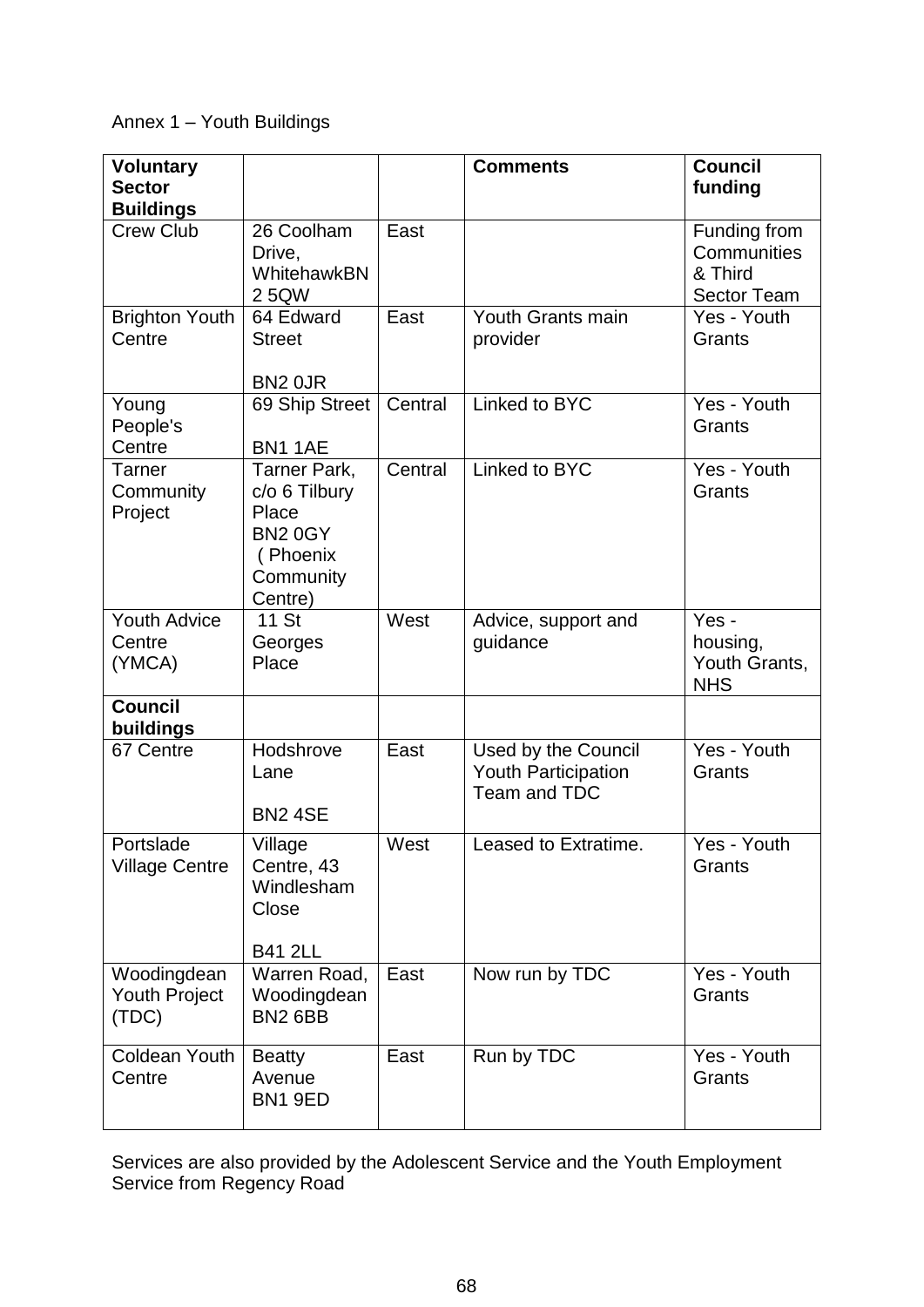Annex 1 – Youth Buildings

| **Voluntary Sector Buildings** | | | **Comments** | **Council funding** |
|---|---|---|---|---|
| Crew Club | 26 Coolham Drive, WhitehawkBN 2 5QW | East | | Funding from Communities & Third Sector Team |
| Brighton Youth Centre | 64 Edward Street<br><br>BN2 0JR | East | Youth Grants main provider | Yes - Youth Grants |
| Young People's Centre | 69 Ship Street<br><br>BN1 1AE | Central | Linked to BYC | Yes - Youth Grants |
| Tarner Community Project | Tarner Park, c/o 6 Tilbury Place BN2 0GY ( Phoenix Community Centre) | Central | Linked to BYC | Yes - Youth Grants |
| Youth Advice Centre (YMCA) | 11 St Georges Place | West | Advice, support and guidance | Yes - housing, Youth Grants, NHS |
| **Council buildings** | | | | |
| 67 Centre | Hodshrove Lane<br><br>BN2 4SE | East | Used by the Council Youth Participation Team and TDC | Yes - Youth Grants |
| Portslade Village Centre | Village Centre, 43 Windlesham Close<br><br>B41 2LL | West | Leased to Extratime. | Yes - Youth Grants |
| Woodingdean Youth Project (TDC) | Warren Road, Woodingdean BN2 6BB | East | Now run by TDC | Yes - Youth Grants |
| Coldean Youth Centre | Beatty Avenue BN1 9ED | East | Run by TDC | Yes - Youth Grants |

Services are also provided by the Adolescent Service and the Youth Employment Service from Regency Road